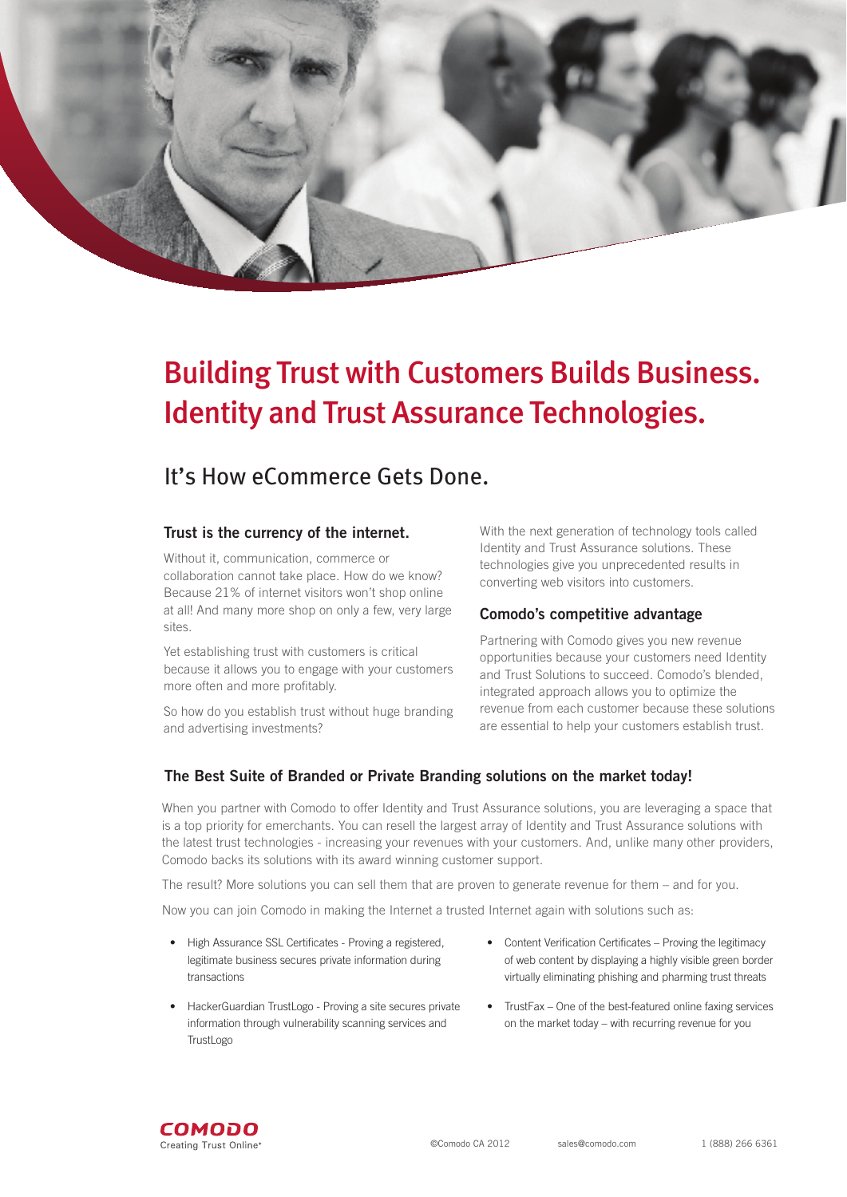# Building Trust with Customers Builds Business. Identity and Trust Assurance Technologies.

## It's How eCommerce Gets Done.

### Trust is the currency of the internet.

Without it, communication, commerce or collaboration cannot take place. How do we know? Because 21% of internet visitors won't shop online at all! And many more shop on only a few, very large sites.

Yet establishing trust with customers is critical because it allows you to engage with your customers more often and more profitably.

So how do you establish trust without huge branding and advertising investments?

With the next generation of technology tools called Identity and Trust Assurance solutions. These technologies give you unprecedented results in converting web visitors into customers.

### Comodo's competitive advantage

Partnering with Comodo gives you new revenue opportunities because your customers need Identity and Trust Solutions to succeed. Comodo's blended, integrated approach allows you to optimize the revenue from each customer because these solutions are essential to help your customers establish trust.

### The Best Suite of Branded or Private Branding solutions on the market today!

When you partner with Comodo to offer Identity and Trust Assurance solutions, you are leveraging a space that is a top priority for emerchants. You can resell the largest array of Identity and Trust Assurance solutions with the latest trust technologies - increasing your revenues with your customers. And, unlike many other providers, Comodo backs its solutions with its award winning customer support.

The result? More solutions you can sell them that are proven to generate revenue for them – and for you.

Now you can join Comodo in making the Internet a trusted Internet again with solutions such as:

- High Assurance SSL Certificates - Proving a registered, legitimate business secures private information during transactions
- HackerGuardian TrustLogo - Proving a site secures private information through vulnerability scanning services and TrustLogo
- Content Verification Certificates – Proving the legitimacy of web content by displaying a highly visible green border virtually eliminating phishing and pharming trust threats
- TrustFax – One of the best-featured online faxing services on the market today – with recurring revenue for you

COMODO
Creating Trust Online®

©Comodo CA 2012 sales@comodo.com 1 (888) 266 6361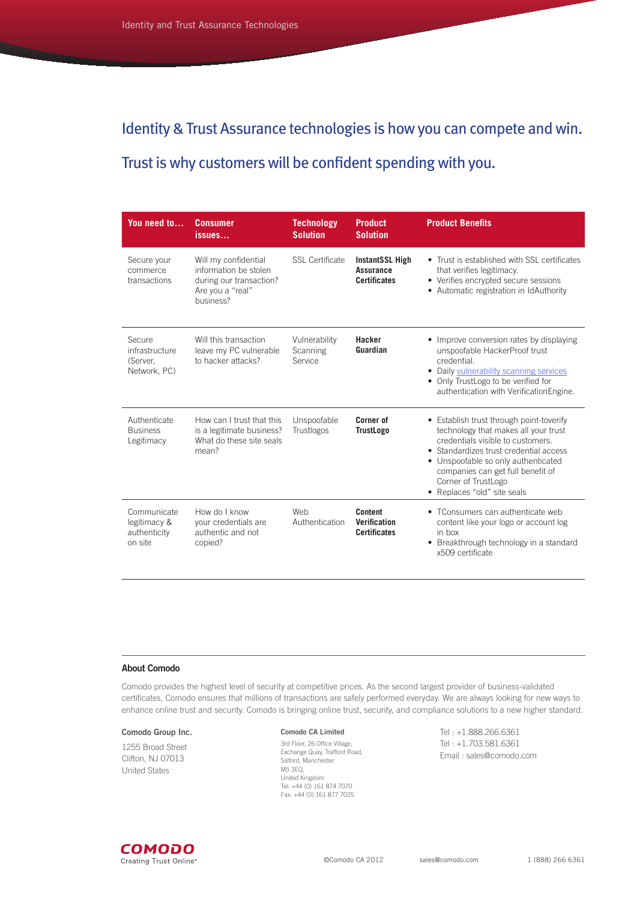## Identity & Trust Assurance technologies is how you can compete and win.

## Trust is why customers will be confident spending with you.

| You need to… | Consumer issues… | Technology Solution | Product Solution | Product Benefits |
|---|---|---|---|---|
| Secure your commerce transactions | Will my confidential information be stolen during our transaction? Are you a "real" business? | SSL Certificate | **InstantSSL High Assurance Certificates** | • Trust is established with SSL certificates that verifies legitimacy.<br>• Verifies encrypted secure sessions<br>• Automatic registration in IdAuthority |
| Secure infrastructure (Server, Network, PC) | Will this transaction leave my PC vulnerable to hacker attacks? | Vulnerability Scanning Service | **Hacker Guardian** | • Improve conversion rates by displaying unspoofable HackerProof trust credential.<br>• Daily vulnerability scanning services<br>• Only TrustLogo to be verified for authentication with VerificationEngine. |
| Authenticate Business Legitimacy | How can I trust that this is a legitimate business? What do these site seals mean? | Unspoofable Trustlogos | **Corner of TrustLogo** | • Establish trust through point-toverify technology that makes all your trust credentials visible to customers.<br>• Standardizes trust credential access<br>• Unspoofable so only authenticated companies can get full benefit of Corner of TrustLogo<br>• Replaces "old" site seals |
| Communicate legitimacy & authenticity on site | How do I know your credentials are authentic and not copied? | Web Authentication | **Content Verification Certificates** | • TConsumers can authenticate web content like your logo or account log in box<br>• Breakthrough technology in a standard x509 certificate |

### About Comodo

Comodo provides the highest level of security at competitive prices. As the second largest provider of business-validated certificates, Comodo ensures that millions of transactions are safely performed everyday. We are always looking for new ways to enhance online trust and security. Comodo is bringing online trust, security, and compliance solutions to a new higher standard.

**Comodo Group Inc.**

1255 Broad Street
Clifton, NJ 07013
United States

**Comodo CA Limited**

3rd Floor, 26 Office Village,
Exchange Quay, Trafford Road,
Salford, Manchester
M5 3EQ,
United Kingdom
Tel: +44 (0) 161 874 7070
Fax: +44 (0) 161 877 7025

Tel : +1.888.266.6361
Tel : +1.703.581.6361
Email : sales@comodo.com

COMODO
Creating Trust Online®

©Comodo CA 2012 sales@comodo.com 1 (888) 266 6361